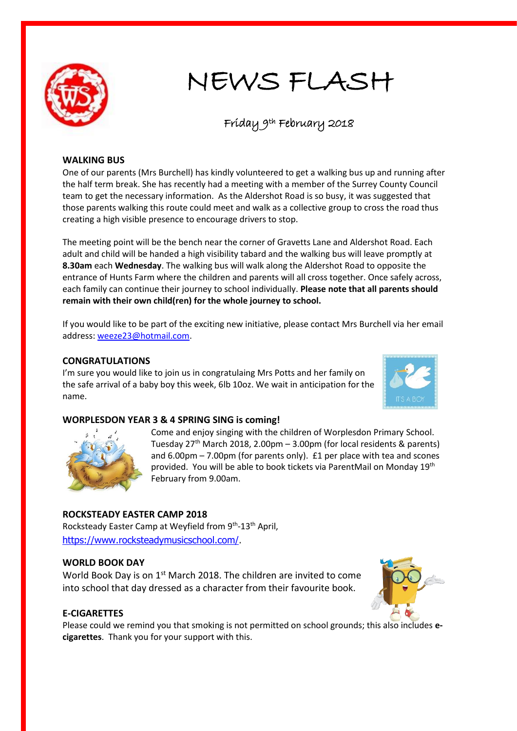# NEWS FLASH

Friday 9th February 2018

## WALKING BUS

One of our parents (Mrs Burchell) has kindly volunteered to get a walking bus up and running after the half term break. She has recently had a meeting with a member of the Surrey County Council team to get the necessary information. As the Aldershot Road is so busy, it was suggested that those parents walking this route could meet and walk as a collective group to cross the road thus creating a high visible presence to encourage drivers to stop.

The meeting point will be the bench near the corner of Gravetts Lane and Aldershot Road. Each adult and child will be handed a high visibility tabard and the walking bus will leave promptly at **8.30am** each **Wednesday**. The walking bus will walk along the Aldershot Road to opposite the entrance of Hunts Farm where the children and parents will all cross together. Once safely across, each family can continue their journey to school individually. **Please note that all parents should remain with their own child(ren) for the whole journey to school.**

If you would like to be part of the exciting new initiative, please contact Mrs Burchell via her email address: weeze23@hotmail.com.

## CONGRATULATIONS

I'm sure you would like to join us in congratulaing Mrs Potts and her family on the safe arrival of a baby boy this week, 6lb 10oz. We wait in anticipation for the name.

## WORPLESDON YEAR 3 & 4 SPRING SING is coming!

Come and enjoy singing with the children of Worplesdon Primary School. Tuesday 27th March 2018, 2.00pm – 3.00pm (for local residents & parents) and 6.00pm – 7.00pm (for parents only). £1 per place with tea and scones provided. You will be able to book tickets via ParentMail on Monday 19th February from 9.00am.

## ROCKSTEADY EASTER CAMP 2018

Rocksteady Easter Camp at Weyfield from 9th-13th April, https://www.rocksteadymusicschool.com/.

## WORLD BOOK DAY

World Book Day is on 1st March 2018. The children are invited to come into school that day dressed as a character from their favourite book.

## E-CIGARETTES

Please could we remind you that smoking is not permitted on school grounds; this also includes **e-cigarettes**. Thank you for your support with this.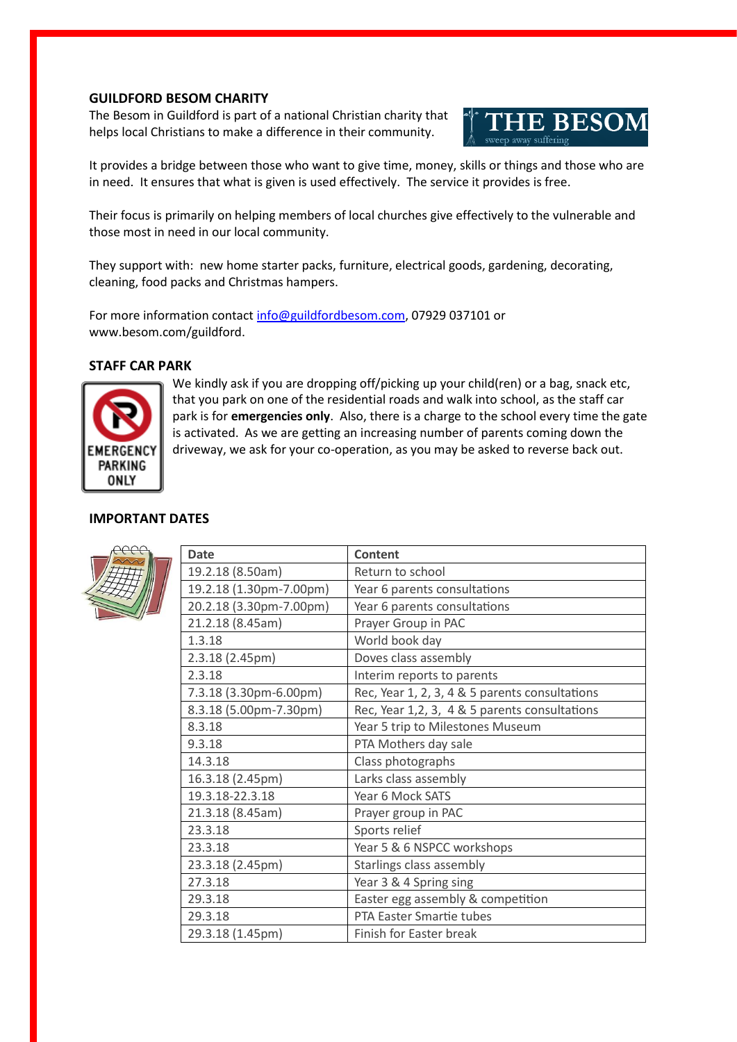## GUILDFORD BESOM CHARITY

The Besom in Guildford is part of a national Christian charity that helps local Christians to make a difference in their community.

It provides a bridge between those who want to give time, money, skills or things and those who are in need. It ensures that what is given is used effectively. The service it provides is free.

Their focus is primarily on helping members of local churches give effectively to the vulnerable and those most in need in our local community.

They support with: new home starter packs, furniture, electrical goods, gardening, decorating, cleaning, food packs and Christmas hampers.

For more information contact info@guildfordbesom.com, 07929 037101 or www.besom.com/guildford.

## STAFF CAR PARK

We kindly ask if you are dropping off/picking up your child(ren) or a bag, snack etc, that you park on one of the residential roads and walk into school, as the staff car park is for **emergencies only**. Also, there is a charge to the school every time the gate is activated. As we are getting an increasing number of parents coming down the driveway, we ask for your co-operation, as you may be asked to reverse back out.

## IMPORTANT DATES

| Date | Content |
|---|---|
| 19.2.18 (8.50am) | Return to school |
| 19.2.18 (1.30pm-7.00pm) | Year 6 parents consultations |
| 20.2.18 (3.30pm-7.00pm) | Year 6 parents consultations |
| 21.2.18 (8.45am) | Prayer Group in PAC |
| 1.3.18 | World book day |
| 2.3.18 (2.45pm) | Doves class assembly |
| 2.3.18 | Interim reports to parents |
| 7.3.18 (3.30pm-6.00pm) | Rec, Year 1, 2, 3, 4 & 5 parents consultations |
| 8.3.18 (5.00pm-7.30pm) | Rec, Year 1,2, 3, 4 & 5 parents consultations |
| 8.3.18 | Year 5 trip to Milestones Museum |
| 9.3.18 | PTA Mothers day sale |
| 14.3.18 | Class photographs |
| 16.3.18 (2.45pm) | Larks class assembly |
| 19.3.18-22.3.18 | Year 6 Mock SATS |
| 21.3.18 (8.45am) | Prayer group in PAC |
| 23.3.18 | Sports relief |
| 23.3.18 | Year 5 & 6 NSPCC workshops |
| 23.3.18 (2.45pm) | Starlings class assembly |
| 27.3.18 | Year 3 & 4 Spring sing |
| 29.3.18 | Easter egg assembly & competition |
| 29.3.18 | PTA Easter Smartie tubes |
| 29.3.18 (1.45pm) | Finish for Easter break |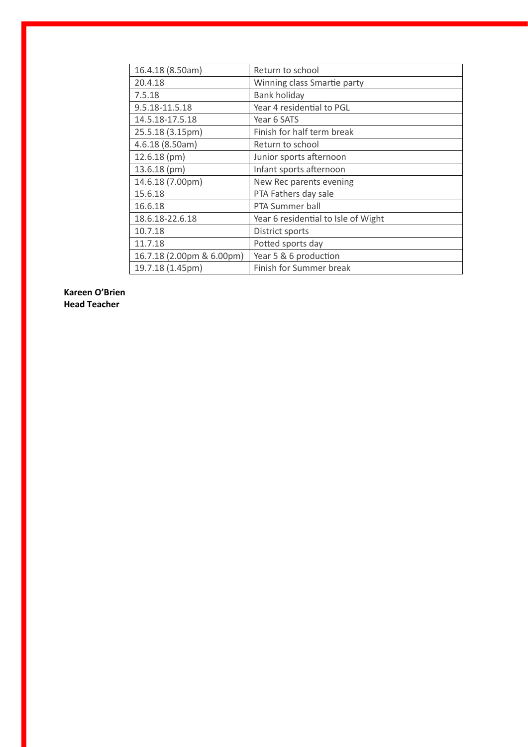| | |
|---|---|
| 16.4.18 (8.50am) | Return to school |
| 20.4.18 | Winning class Smartie party |
| 7.5.18 | Bank holiday |
| 9.5.18-11.5.18 | Year 4 residential to PGL |
| 14.5.18-17.5.18 | Year 6 SATS |
| 25.5.18 (3.15pm) | Finish for half term break |
| 4.6.18 (8.50am) | Return to school |
| 12.6.18 (pm) | Junior sports afternoon |
| 13.6.18 (pm) | Infant sports afternoon |
| 14.6.18 (7.00pm) | New Rec parents evening |
| 15.6.18 | PTA Fathers day sale |
| 16.6.18 | PTA Summer ball |
| 18.6.18-22.6.18 | Year 6 residential to Isle of Wight |
| 10.7.18 | District sports |
| 11.7.18 | Potted sports day |
| 16.7.18 (2.00pm & 6.00pm) | Year 5 & 6 production |
| 19.7.18 (1.45pm) | Finish for Summer break |

**Kareen O'Brien**
**Head Teacher**